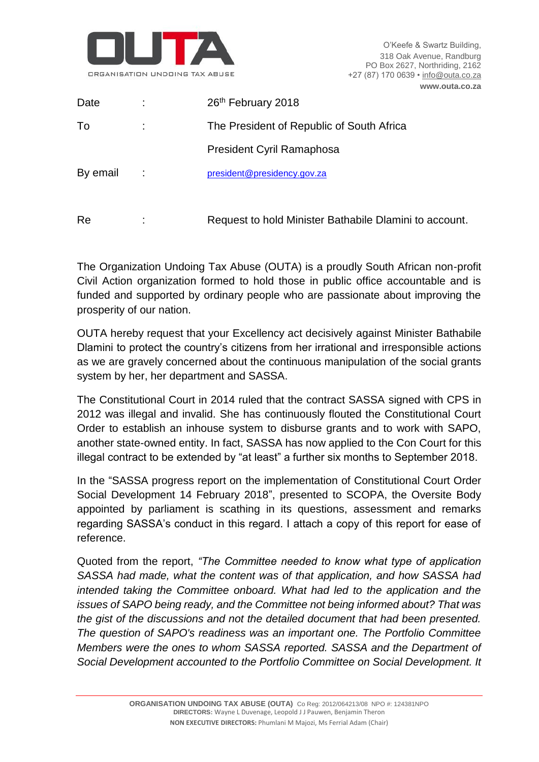**OUTA**
ORGANISATION UNDOING TAX ABUSE

O'Keefe & Swartz Building,
318 Oak Avenue, Randburg
PO Box 2627, Northriding, 2162
+27 (87) 170 0639 • info@outa.co.za
**www.outa.co.za**

| | | |
|---|---|---|
| Date | : | 26th February 2018 |
| To | : | The President of Republic of South Africa |
| | | President Cyril Ramaphosa |
| By email | : | president@presidency.gov.za |
| | | |
| Re | : | Request to hold Minister Bathabile Dlamini to account. |

The Organization Undoing Tax Abuse (OUTA) is a proudly South African non-profit Civil Action organization formed to hold those in public office accountable and is funded and supported by ordinary people who are passionate about improving the prosperity of our nation.

OUTA hereby request that your Excellency act decisively against Minister Bathabile Dlamini to protect the country's citizens from her irrational and irresponsible actions as we are gravely concerned about the continuous manipulation of the social grants system by her, her department and SASSA.

The Constitutional Court in 2014 ruled that the contract SASSA signed with CPS in 2012 was illegal and invalid. She has continuously flouted the Constitutional Court Order to establish an inhouse system to disburse grants and to work with SAPO, another state-owned entity. In fact, SASSA has now applied to the Con Court for this illegal contract to be extended by "at least" a further six months to September 2018.

In the "SASSA progress report on the implementation of Constitutional Court Order Social Development 14 February 2018", presented to SCOPA, the Oversite Body appointed by parliament is scathing in its questions, assessment and remarks regarding SASSA's conduct in this regard. I attach a copy of this report for ease of reference.

Quoted from the report, *"The Committee needed to know what type of application SASSA had made, what the content was of that application, and how SASSA had intended taking the Committee onboard. What had led to the application and the issues of SAPO being ready, and the Committee not being informed about? That was the gist of the discussions and not the detailed document that had been presented. The question of SAPO's readiness was an important one. The Portfolio Committee Members were the ones to whom SASSA reported. SASSA and the Department of Social Development accounted to the Portfolio Committee on Social Development. It*

**ORGANISATION UNDOING TAX ABUSE (OUTA)** Co Reg: 2012/064213/08 NPO #: 124381NPO
**DIRECTORS:** Wayne L Duvenage, Leopold J J Pauwen, Benjamin Theron
**NON EXECUTIVE DIRECTORS:** Phumlani M Majozi, Ms Ferrial Adam (Chair)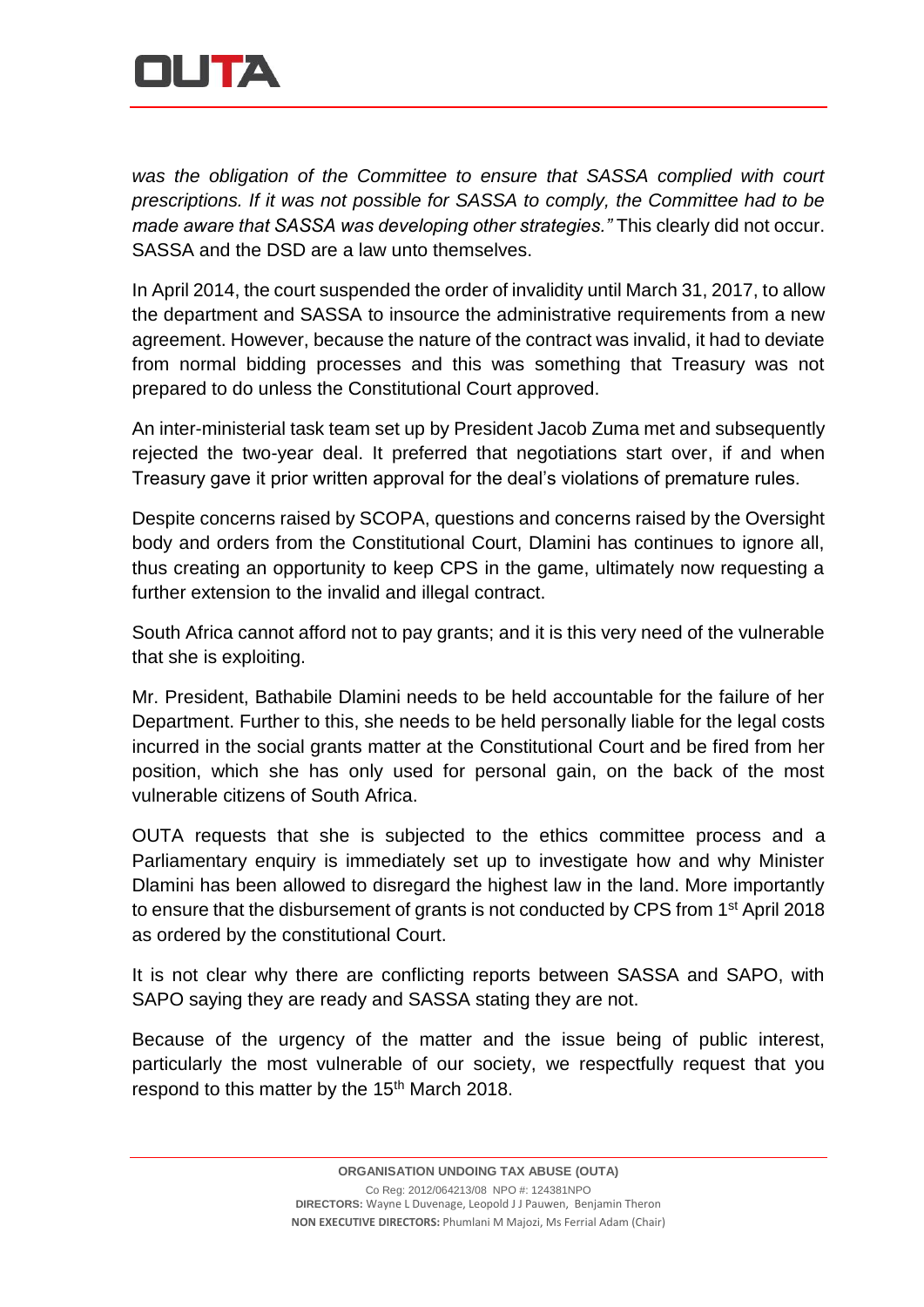*was the obligation of the Committee to ensure that SASSA complied with court prescriptions. If it was not possible for SASSA to comply, the Committee had to be made aware that SASSA was developing other strategies."* This clearly did not occur. SASSA and the DSD are a law unto themselves.

In April 2014, the court suspended the order of invalidity until March 31, 2017, to allow the department and SASSA to insource the administrative requirements from a new agreement. However, because the nature of the contract was invalid, it had to deviate from normal bidding processes and this was something that Treasury was not prepared to do unless the Constitutional Court approved.

An inter-ministerial task team set up by President Jacob Zuma met and subsequently rejected the two-year deal. It preferred that negotiations start over, if and when Treasury gave it prior written approval for the deal's violations of premature rules.

Despite concerns raised by SCOPA, questions and concerns raised by the Oversight body and orders from the Constitutional Court, Dlamini has continues to ignore all, thus creating an opportunity to keep CPS in the game, ultimately now requesting a further extension to the invalid and illegal contract.

South Africa cannot afford not to pay grants; and it is this very need of the vulnerable that she is exploiting.

Mr. President, Bathabile Dlamini needs to be held accountable for the failure of her Department. Further to this, she needs to be held personally liable for the legal costs incurred in the social grants matter at the Constitutional Court and be fired from her position, which she has only used for personal gain, on the back of the most vulnerable citizens of South Africa.

OUTA requests that she is subjected to the ethics committee process and a Parliamentary enquiry is immediately set up to investigate how and why Minister Dlamini has been allowed to disregard the highest law in the land. More importantly to ensure that the disbursement of grants is not conducted by CPS from 1st April 2018 as ordered by the constitutional Court.

It is not clear why there are conflicting reports between SASSA and SAPO, with SAPO saying they are ready and SASSA stating they are not.

Because of the urgency of the matter and the issue being of public interest, particularly the most vulnerable of our society, we respectfully request that you respond to this matter by the 15th March 2018.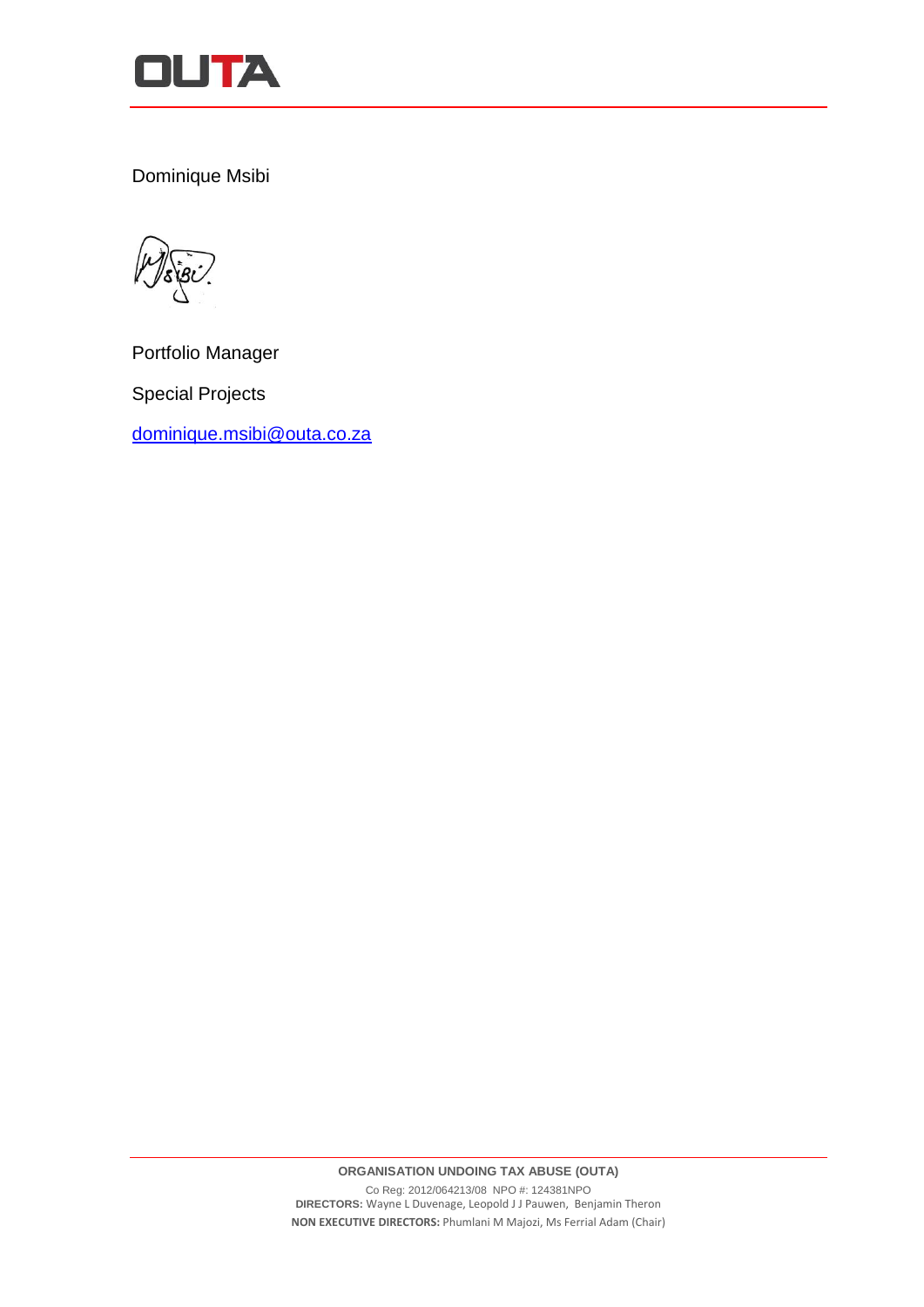Dominique Msibi

Portfolio Manager

Special Projects

[dominique.msibi@outa.co.za](mailto:dominique.msibi@outa.co.za)